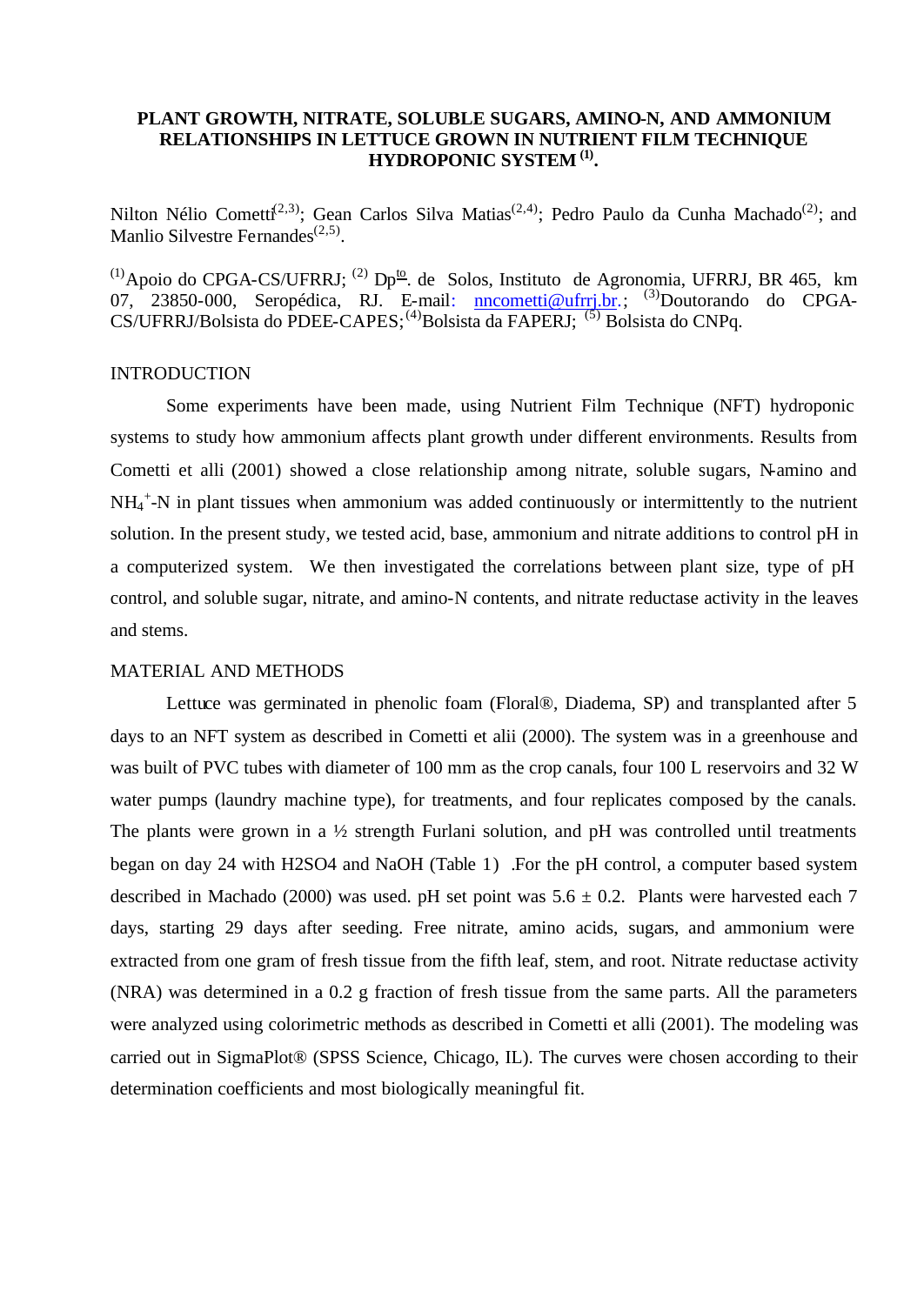# PLANT GROWTH, NITRATE, SOLUBLE SUGARS, AMINO-N, AND AMMONIUM RELATIONSHIPS IN LETTUCE GROWN IN NUTRIENT FILM TECHNIQUE HYDROPONIC SYSTEM [1].

Nilton Nélio Cometti[2,3]; Gean Carlos Silva Matias[2,4]; Pedro Paulo da Cunha Machado[2]; and Manlio Silvestre Fernandes[2,5].

[1]Apoio do CPGA-CS/UFRRJ; [2] Dpto. de Solos, Instituto de Agronomia, UFRRJ, BR 465, km 07, 23850-000, Seropédica, RJ. E-mail: nncometti@ufrrj.br.; [3]Doutorando do CPGA-CS/UFRRJ/Bolsista do PDEE-CAPES; [4]Bolsista da FAPERJ; [5] Bolsista do CNPq.

## INTRODUCTION

Some experiments have been made, using Nutrient Film Technique (NFT) hydroponic systems to study how ammonium affects plant growth under different environments. Results from Cometti et alli (2001) showed a close relationship among nitrate, soluble sugars, N-amino and $NH_4^+$-N in plant tissues when ammonium was added continuously or intermittently to the nutrient solution. In the present study, we tested acid, base, ammonium and nitrate additions to control pH in a computerized system. We then investigated the correlations between plant size, type of pH control, and soluble sugar, nitrate, and amino-N contents, and nitrate reductase activity in the leaves and stems.

## MATERIAL AND METHODS

Lettuce was germinated in phenolic foam (Floral®, Diadema, SP) and transplanted after 5 days to an NFT system as described in Cometti et alii (2000). The system was in a greenhouse and was built of PVC tubes with diameter of 100 mm as the crop canals, four 100 L reservoirs and 32 W water pumps (laundry machine type), for treatments, and four replicates composed by the canals. The plants were grown in a ½ strength Furlani solution, and pH was controlled until treatments began on day 24 with H2SO4 and NaOH (Table 1) .For the pH control, a computer based system described in Machado (2000) was used. pH set point was 5.6 ± 0.2. Plants were harvested each 7 days, starting 29 days after seeding. Free nitrate, amino acids, sugars, and ammonium were extracted from one gram of fresh tissue from the fifth leaf, stem, and root. Nitrate reductase activity (NRA) was determined in a 0.2 g fraction of fresh tissue from the same parts. All the parameters were analyzed using colorimetric methods as described in Cometti et alli (2001). The modeling was carried out in SigmaPlot® (SPSS Science, Chicago, IL). The curves were chosen according to their determination coefficients and most biologically meaningful fit.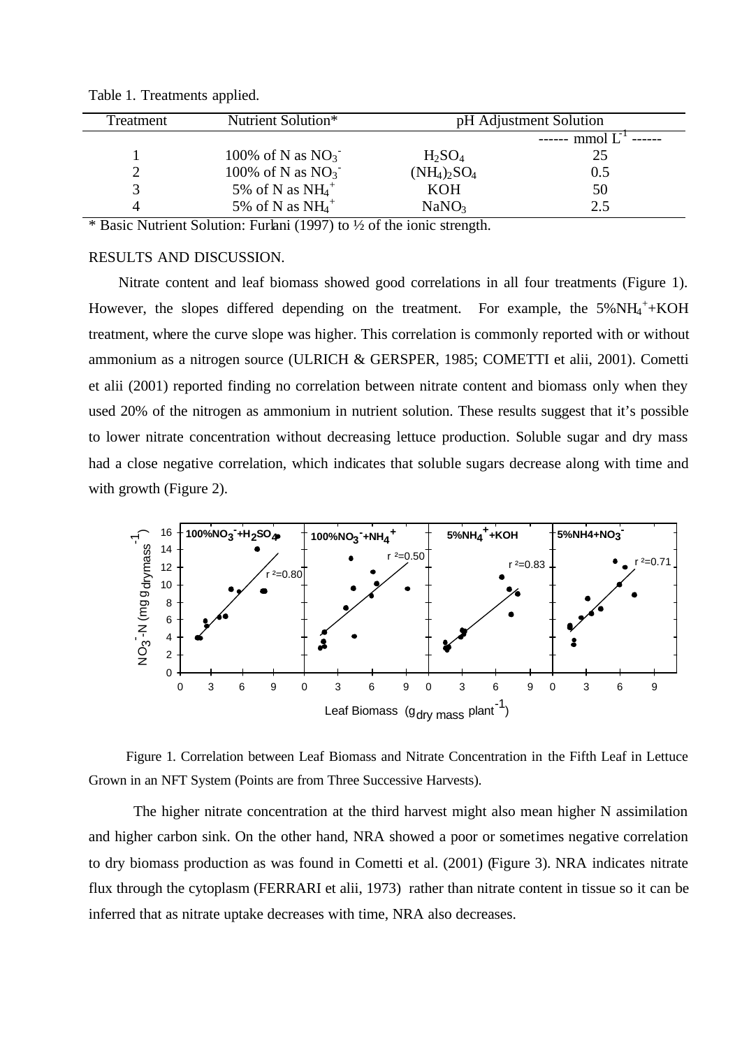Table 1. Treatments applied.

| Treatment | Nutrient Solution* | pH Adjustment Solution | |
|---|---|---|---|
| | | | ------ mmol $L^{-1}$ ------ |
| 1 | 100% of N as $NO_3^-$ | $H_2SO_4$ | 25 |
| 2 | 100% of N as $NO_3^-$ | $(NH_4)_2SO_4$ | 0.5 |
| 3 | 5% of N as $NH_4^+$ | KOH | 50 |
| 4 | 5% of N as $NH_4^+$ | $NaNO_3$ | 2.5 |

* Basic Nutrient Solution: Furlani (1997) to ½ of the ionic strength.

RESULTS AND DISCUSSION.

Nitrate content and leaf biomass showed good correlations in all four treatments (Figure 1). However, the slopes differed depending on the treatment. For example, the 5%$NH_4^+$+KOH treatment, where the curve slope was higher. This correlation is commonly reported with or without ammonium as a nitrogen source (ULRICH & GERSPER, 1985; COMETTI et alii, 2001). Cometti et alii (2001) reported finding no correlation between nitrate content and biomass only when they used 20% of the nitrogen as ammonium in nutrient solution. These results suggest that it's possible to lower nitrate concentration without decreasing lettuce production. Soluble sugar and dry mass had a close negative correlation, which indicates that soluble sugars decrease along with time and with growth (Figure 2).

Figure 1. Correlation between Leaf Biomass and Nitrate Concentration in the Fifth Leaf in Lettuce Grown in an NFT System (Points are from Three Successive Harvests).

The higher nitrate concentration at the third harvest might also mean higher N assimilation and higher carbon sink. On the other hand, NRA showed a poor or sometimes negative correlation to dry biomass production as was found in Cometti et al. (2001) (Figure 3). NRA indicates nitrate flux through the cytoplasm (FERRARI et alii, 1973) rather than nitrate content in tissue so it can be inferred that as nitrate uptake decreases with time, NRA also decreases.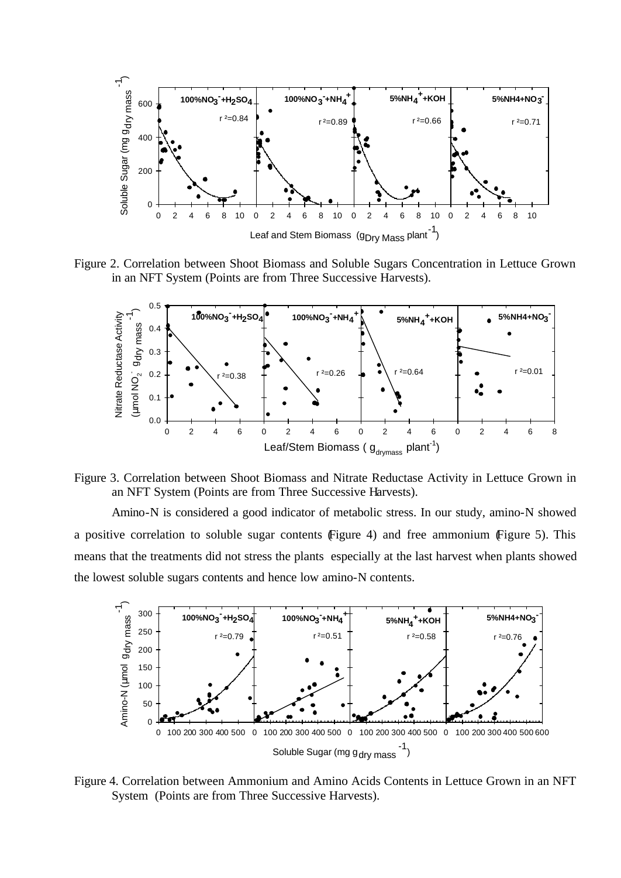Figure 2. Correlation between Shoot Biomass and Soluble Sugars Concentration in Lettuce Grown in an NFT System (Points are from Three Successive Harvests).

Figure 3. Correlation between Shoot Biomass and Nitrate Reductase Activity in Lettuce Grown in an NFT System (Points are from Three Successive Harvests).

Amino-N is considered a good indicator of metabolic stress. In our study, amino-N showed a positive correlation to soluble sugar contents (Figure 4) and free ammonium (Figure 5). This means that the treatments did not stress the plants especially at the last harvest when plants showed the lowest soluble sugars contents and hence low amino-N contents.

Figure 4. Correlation between Ammonium and Amino Acids Contents in Lettuce Grown in an NFT System (Points are from Three Successive Harvests).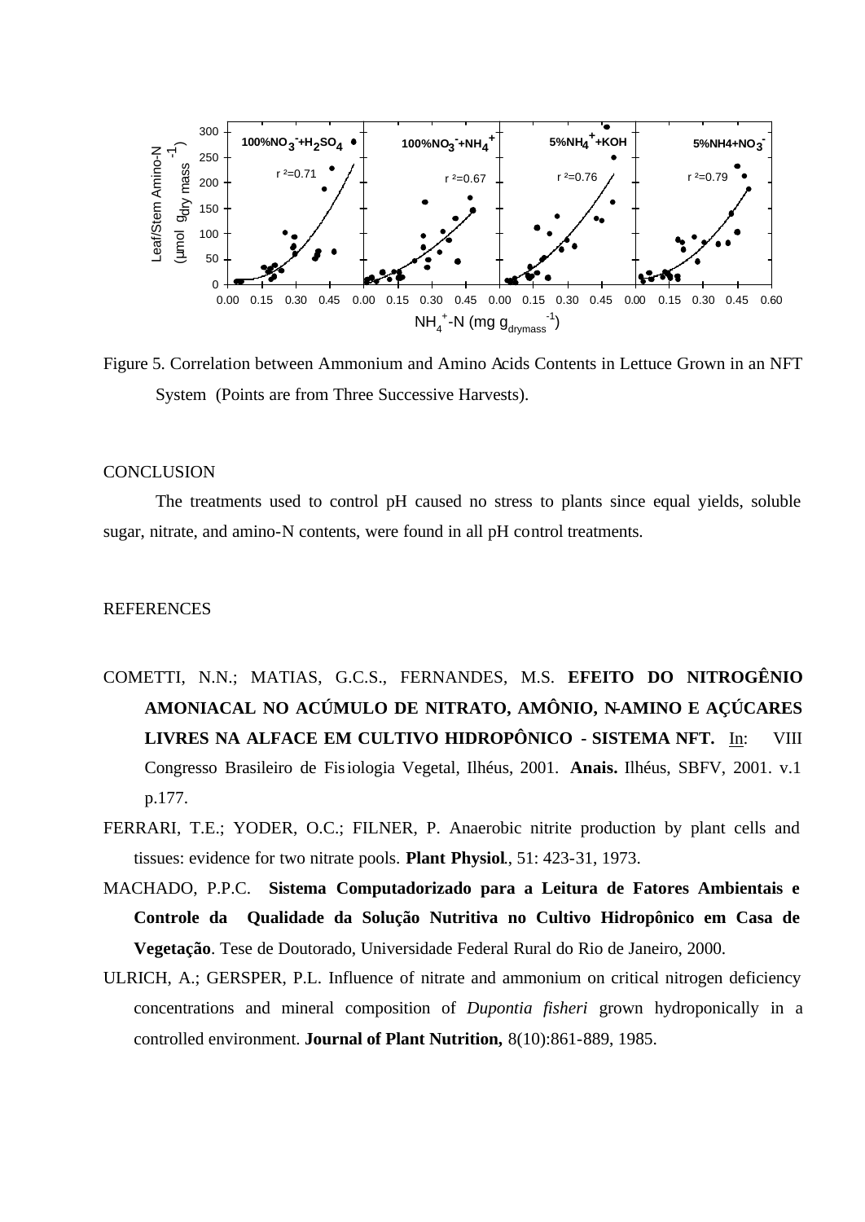300
250
200
150
100
50
0

Leaf/Stem Amino-N ($\mu$mol $g_{dry\ mass}^{-1}$)

$100\%NO_3^- + H_2SO_4$

$r^2=0.71$

$100\%NO_3^- + NH_4^+$

$r^2=0.67$

$5\%NH_4^+ + KOH$

$r^2=0.76$

$5\%NH4+NO_3^-$

$r^2=0.79$

0.00 0.15 0.30 0.45 0.00 0.15 0.30 0.45 0.00 0.15 0.30 0.45 0.00 0.15 0.30 0.45 0.60

$NH_4^+$-N (mg $g_{drymass}^{-1}$)

Figure 5. Correlation between Ammonium and Amino Acids Contents in Lettuce Grown in an NFT System (Points are from Three Successive Harvests).

## CONCLUSION

The treatments used to control pH caused no stress to plants since equal yields, soluble sugar, nitrate, and amino-N contents, were found in all pH control treatments.

## REFERENCES

COMETTI, N.N.; MATIAS, G.C.S., FERNANDES, M.S. **EFEITO DO NITROGÊNIO AMONIACAL NO ACÚMULO DE NITRATO, AMÔNIO, N-AMINO E AÇÚCARES LIVRES NA ALFACE EM CULTIVO HIDROPÔNICO - SISTEMA NFT.** In: VIII Congresso Brasileiro de Fisiologia Vegetal, Ilhéus, 2001. **Anais.** Ilhéus, SBFV, 2001. v.1 p.177.

FERRARI, T.E.; YODER, O.C.; FILNER, P. Anaerobic nitrite production by plant cells and tissues: evidence for two nitrate pools. **Plant Physiol.**, 51: 423-31, 1973.

MACHADO, P.P.C. **Sistema Computadorizado para a Leitura de Fatores Ambientais e Controle da Qualidade da Solução Nutritiva no Cultivo Hidropônico em Casa de Vegetação**. Tese de Doutorado, Universidade Federal Rural do Rio de Janeiro, 2000.

ULRICH, A.; GERSPER, P.L. Influence of nitrate and ammonium on critical nitrogen deficiency concentrations and mineral composition of *Dupontia fisheri* grown hydroponically in a controlled environment. **Journal of Plant Nutrition,** 8(10):861-889, 1985.